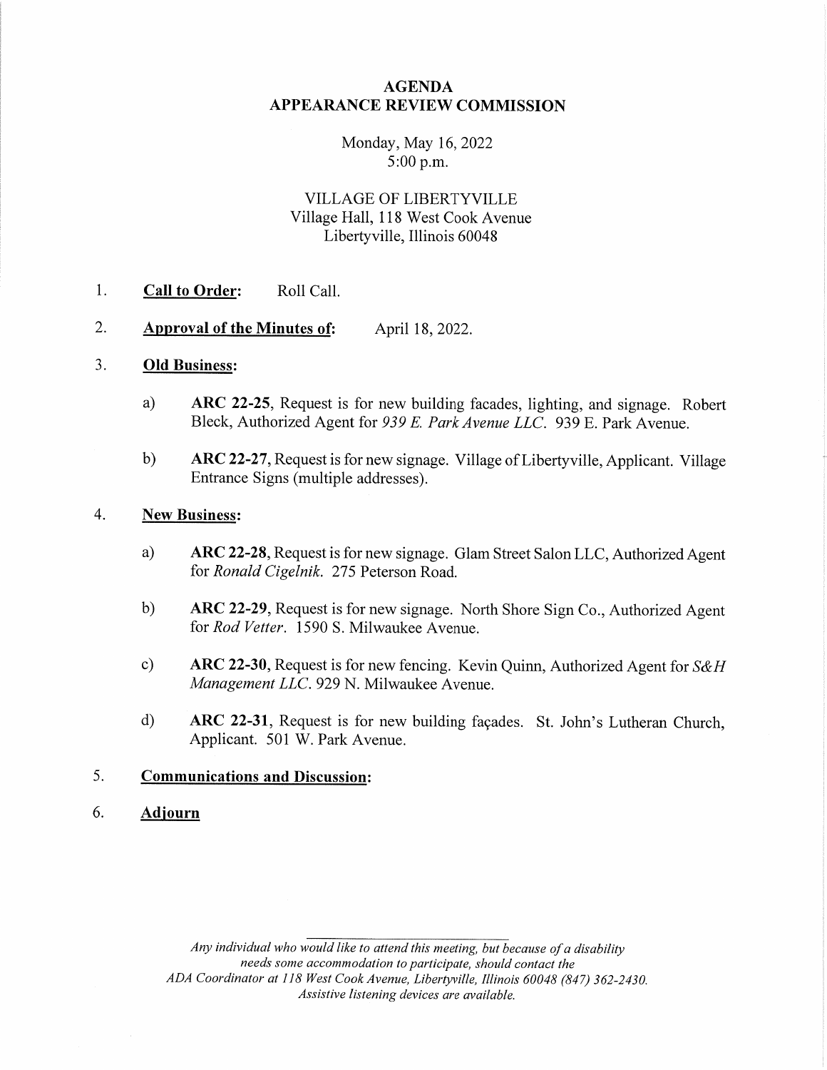# AGENDA
# APPEARANCE REVIEW COMMISSION

Monday, May 16, 2022
5:00 p.m.

VILLAGE OF LIBERTYVILLE
Village Hall, 118 West Cook Avenue
Libertyville, Illinois 60048

1. **Call to Order:** Roll Call.

2. **Approval of the Minutes of:** April 18, 2022.

3. **Old Business:**

   a) **ARC 22-25**, Request is for new building facades, lighting, and signage. Robert Bleck, Authorized Agent for *939 E. Park Avenue LLC*. 939 E. Park Avenue.

   b) **ARC 22-27**, Request is for new signage. Village of Libertyville, Applicant. Village Entrance Signs (multiple addresses).

4. **New Business:**

   a) **ARC 22-28**, Request is for new signage. Glam Street Salon LLC, Authorized Agent for *Ronald Cigelnik*. 275 Peterson Road.

   b) **ARC 22-29**, Request is for new signage. North Shore Sign Co., Authorized Agent for *Rod Vetter*. 1590 S. Milwaukee Avenue.

   c) **ARC 22-30**, Request is for new fencing. Kevin Quinn, Authorized Agent for *S&H Management LLC*. 929 N. Milwaukee Avenue.

   d) **ARC 22-31**, Request is for new building façades. St. John's Lutheran Church, Applicant. 501 W. Park Avenue.

5. **Communications and Discussion:**

6. **Adjourn**

*Any individual who would like to attend this meeting, but because of a disability needs some accommodation to participate, should contact the ADA Coordinator at 118 West Cook Avenue, Libertyville, Illinois 60048 (847) 362-2430. Assistive listening devices are available.*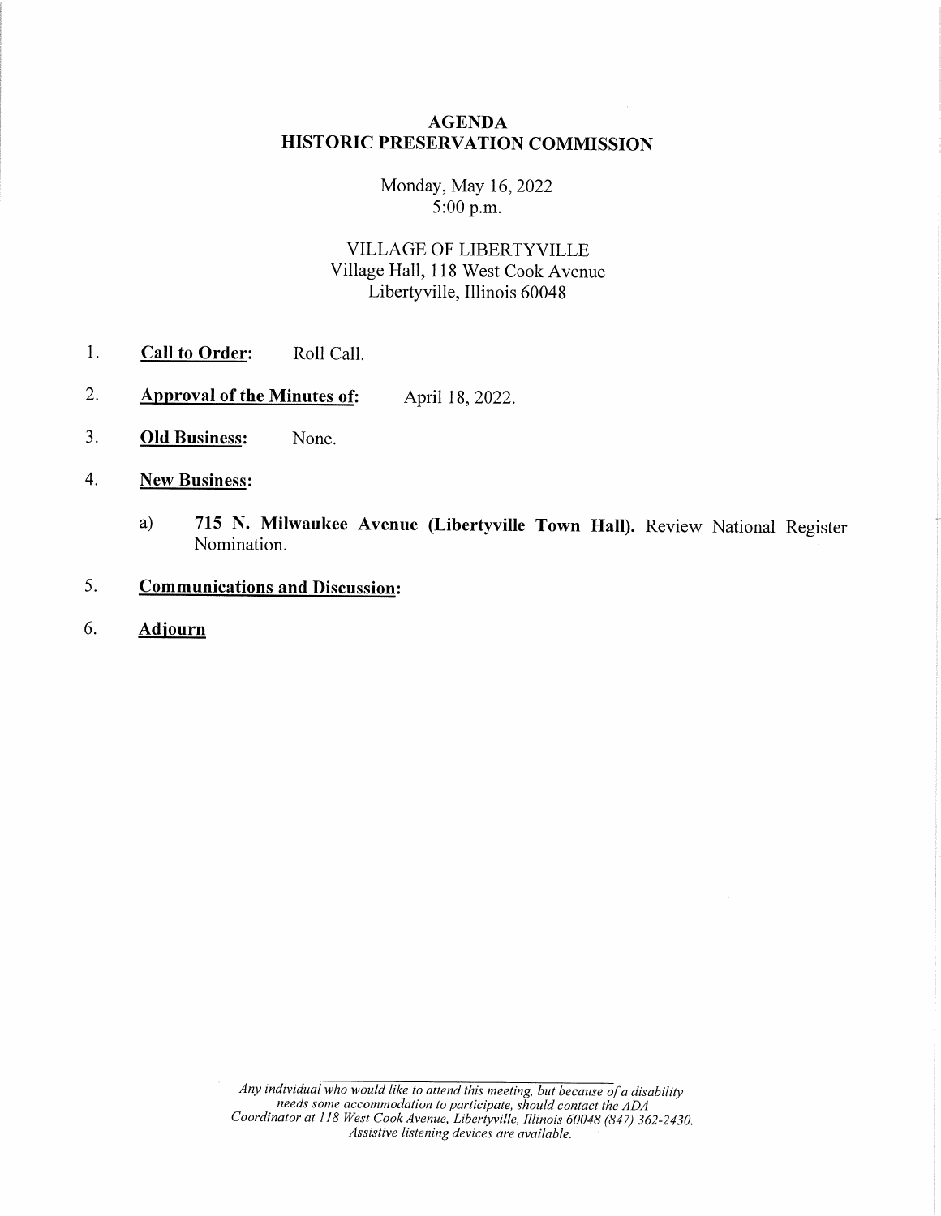# AGENDA
# HISTORIC PRESERVATION COMMISSION

Monday, May 16, 2022
5:00 p.m.

VILLAGE OF LIBERTYVILLE
Village Hall, 118 West Cook Avenue
Libertyville, Illinois 60048

1. **Call to Order:** Roll Call.

2. **Approval of the Minutes of:** April 18, 2022.

3. **Old Business:** None.

4. **New Business:**

   a) **715 N. Milwaukee Avenue (Libertyville Town Hall).** Review National Register Nomination.

5. **Communications and Discussion:**

6. **Adjourn**

*Any individual who would like to attend this meeting, but because of a disability needs some accommodation to participate, should contact the ADA Coordinator at 118 West Cook Avenue, Libertyville, Illinois 60048 (847) 362-2430. Assistive listening devices are available.*